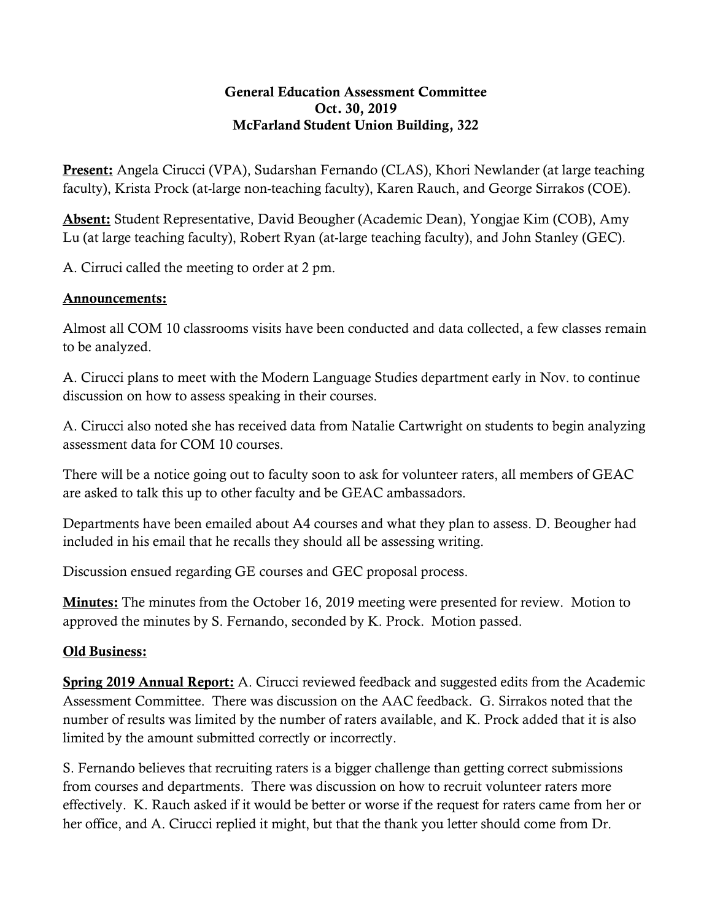**General Education Assessment Committee**
**Oct. 30, 2019**
**McFarland Student Union Building, 322**

**Present:** Angela Cirucci (VPA), Sudarshan Fernando (CLAS), Khori Newlander (at large teaching faculty), Krista Prock (at-large non-teaching faculty), Karen Rauch, and George Sirrakos (COE).

**Absent:** Student Representative, David Beougher (Academic Dean), Yongjae Kim (COB), Amy Lu (at large teaching faculty), Robert Ryan (at-large teaching faculty), and John Stanley (GEC).

A. Cirruci called the meeting to order at 2 pm.

**Announcements:**

Almost all COM 10 classrooms visits have been conducted and data collected, a few classes remain to be analyzed.

A. Cirucci plans to meet with the Modern Language Studies department early in Nov. to continue discussion on how to assess speaking in their courses.

A. Cirucci also noted she has received data from Natalie Cartwright on students to begin analyzing assessment data for COM 10 courses.

There will be a notice going out to faculty soon to ask for volunteer raters, all members of GEAC are asked to talk this up to other faculty and be GEAC ambassadors.

Departments have been emailed about A4 courses and what they plan to assess. D. Beougher had included in his email that he recalls they should all be assessing writing.

Discussion ensued regarding GE courses and GEC proposal process.

**Minutes:** The minutes from the October 16, 2019 meeting were presented for review. Motion to approved the minutes by S. Fernando, seconded by K. Prock. Motion passed.

**Old Business:**

**Spring 2019 Annual Report:** A. Cirucci reviewed feedback and suggested edits from the Academic Assessment Committee. There was discussion on the AAC feedback. G. Sirrakos noted that the number of results was limited by the number of raters available, and K. Prock added that it is also limited by the amount submitted correctly or incorrectly.

S. Fernando believes that recruiting raters is a bigger challenge than getting correct submissions from courses and departments. There was discussion on how to recruit volunteer raters more effectively. K. Rauch asked if it would be better or worse if the request for raters came from her or her office, and A. Cirucci replied it might, but that the thank you letter should come from Dr.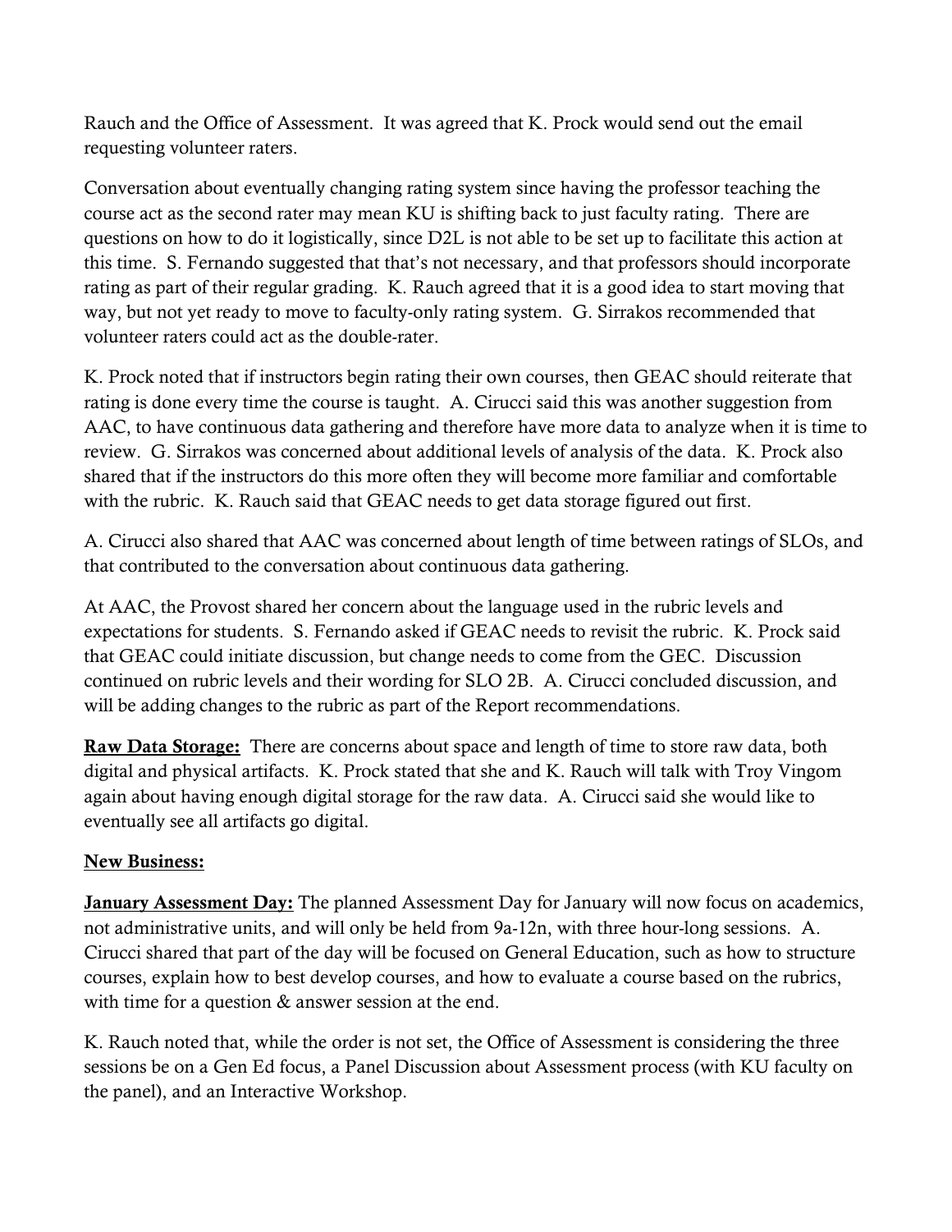Rauch and the Office of Assessment. It was agreed that K. Prock would send out the email requesting volunteer raters.

Conversation about eventually changing rating system since having the professor teaching the course act as the second rater may mean KU is shifting back to just faculty rating. There are questions on how to do it logistically, since D2L is not able to be set up to facilitate this action at this time. S. Fernando suggested that that's not necessary, and that professors should incorporate rating as part of their regular grading. K. Rauch agreed that it is a good idea to start moving that way, but not yet ready to move to faculty-only rating system. G. Sirrakos recommended that volunteer raters could act as the double-rater.

K. Prock noted that if instructors begin rating their own courses, then GEAC should reiterate that rating is done every time the course is taught. A. Cirucci said this was another suggestion from AAC, to have continuous data gathering and therefore have more data to analyze when it is time to review. G. Sirrakos was concerned about additional levels of analysis of the data. K. Prock also shared that if the instructors do this more often they will become more familiar and comfortable with the rubric. K. Rauch said that GEAC needs to get data storage figured out first.

A. Cirucci also shared that AAC was concerned about length of time between ratings of SLOs, and that contributed to the conversation about continuous data gathering.

At AAC, the Provost shared her concern about the language used in the rubric levels and expectations for students. S. Fernando asked if GEAC needs to revisit the rubric. K. Prock said that GEAC could initiate discussion, but change needs to come from the GEC. Discussion continued on rubric levels and their wording for SLO 2B. A. Cirucci concluded discussion, and will be adding changes to the rubric as part of the Report recommendations.

**Raw Data Storage:** There are concerns about space and length of time to store raw data, both digital and physical artifacts. K. Prock stated that she and K. Rauch will talk with Troy Vingom again about having enough digital storage for the raw data. A. Cirucci said she would like to eventually see all artifacts go digital.

**New Business:**

**January Assessment Day:** The planned Assessment Day for January will now focus on academics, not administrative units, and will only be held from 9a-12n, with three hour-long sessions. A. Cirucci shared that part of the day will be focused on General Education, such as how to structure courses, explain how to best develop courses, and how to evaluate a course based on the rubrics, with time for a question & answer session at the end.

K. Rauch noted that, while the order is not set, the Office of Assessment is considering the three sessions be on a Gen Ed focus, a Panel Discussion about Assessment process (with KU faculty on the panel), and an Interactive Workshop.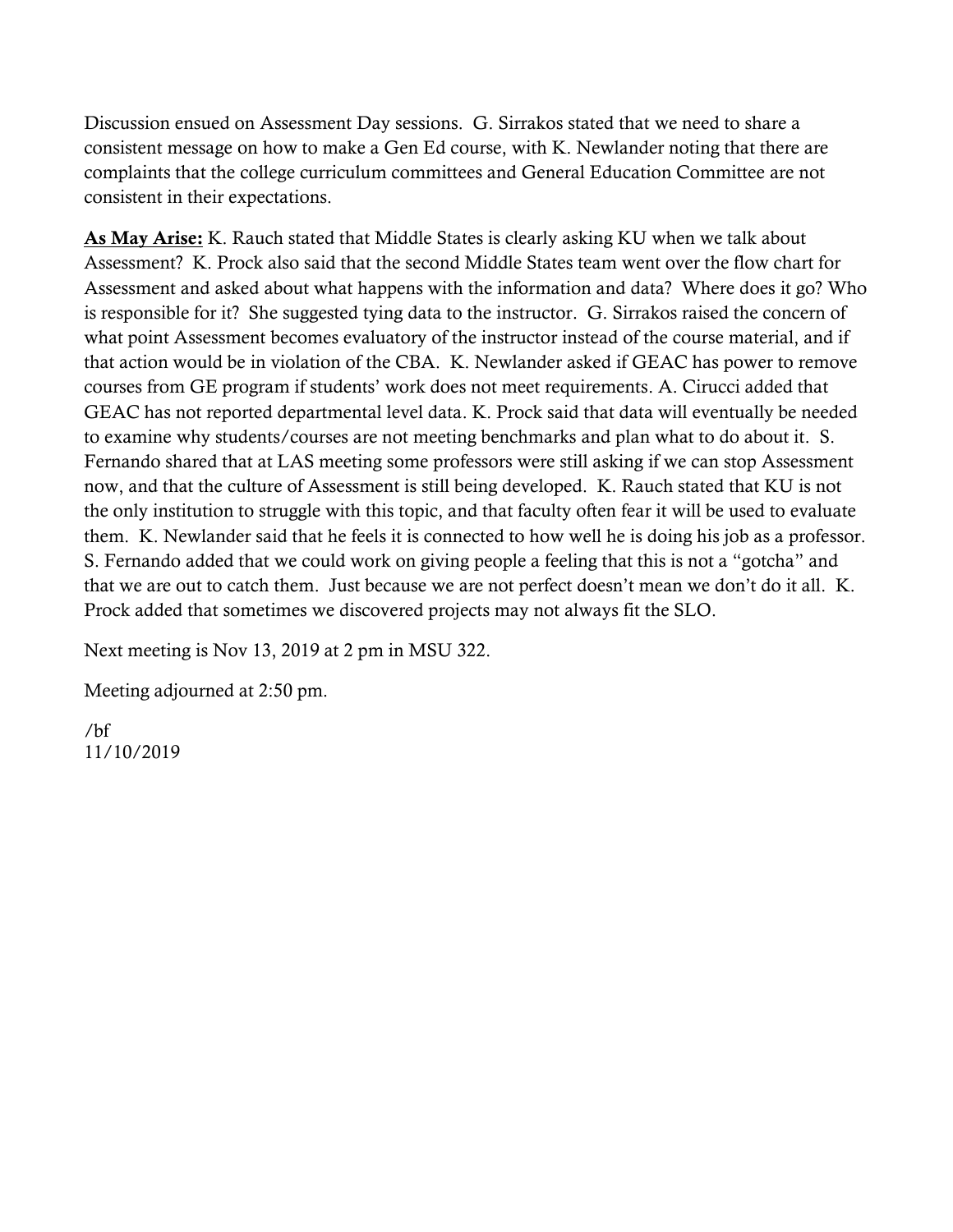Discussion ensued on Assessment Day sessions. G. Sirrakos stated that we need to share a consistent message on how to make a Gen Ed course, with K. Newlander noting that there are complaints that the college curriculum committees and General Education Committee are not consistent in their expectations.

**As May Arise:** K. Rauch stated that Middle States is clearly asking KU when we talk about Assessment? K. Prock also said that the second Middle States team went over the flow chart for Assessment and asked about what happens with the information and data? Where does it go? Who is responsible for it? She suggested tying data to the instructor. G. Sirrakos raised the concern of what point Assessment becomes evaluatory of the instructor instead of the course material, and if that action would be in violation of the CBA. K. Newlander asked if GEAC has power to remove courses from GE program if students' work does not meet requirements. A. Cirucci added that GEAC has not reported departmental level data. K. Prock said that data will eventually be needed to examine why students/courses are not meeting benchmarks and plan what to do about it. S. Fernando shared that at LAS meeting some professors were still asking if we can stop Assessment now, and that the culture of Assessment is still being developed. K. Rauch stated that KU is not the only institution to struggle with this topic, and that faculty often fear it will be used to evaluate them. K. Newlander said that he feels it is connected to how well he is doing his job as a professor. S. Fernando added that we could work on giving people a feeling that this is not a "gotcha" and that we are out to catch them. Just because we are not perfect doesn't mean we don't do it all. K. Prock added that sometimes we discovered projects may not always fit the SLO.

Next meeting is Nov 13, 2019 at 2 pm in MSU 322.

Meeting adjourned at 2:50 pm.

/bf
11/10/2019